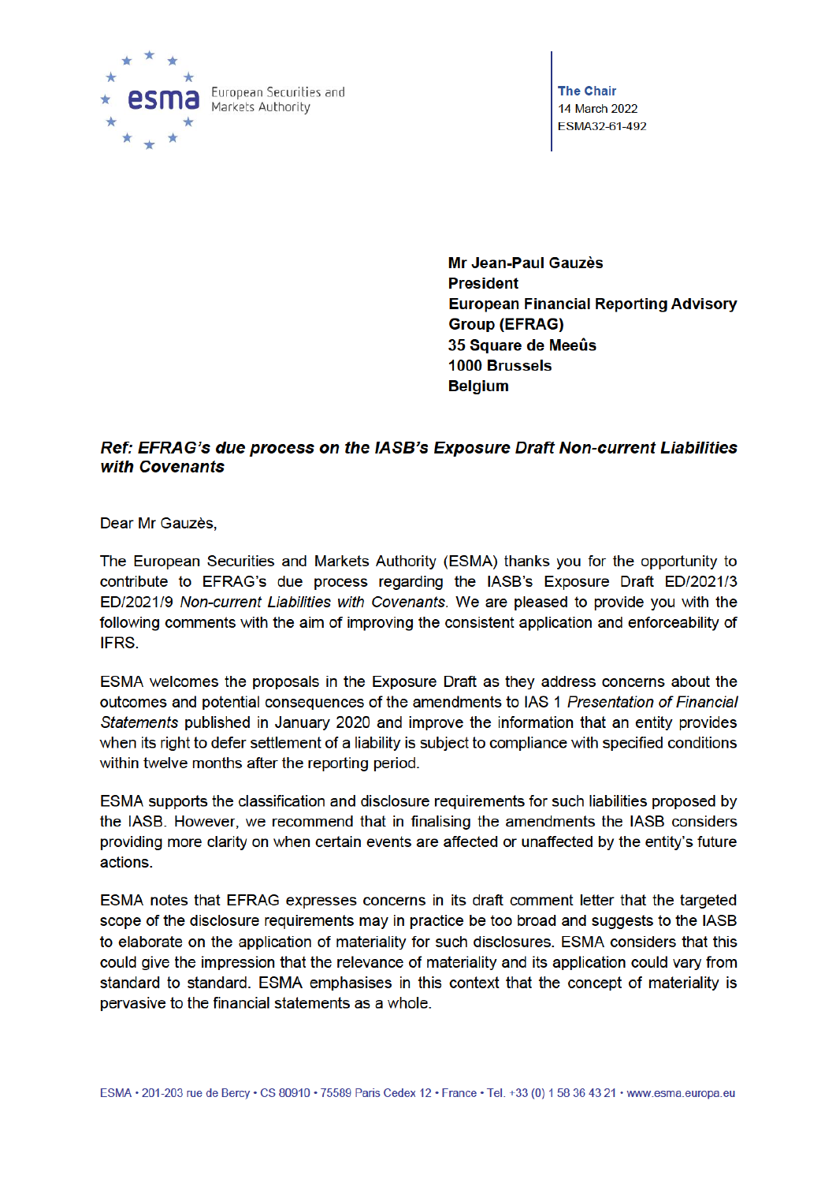European Securities and Markets Authority

**The Chair**
14 March 2022
ESMA32-61-492

**Mr Jean-Paul Gauzès**
**President**
**European Financial Reporting Advisory Group (EFRAG)**
**35 Square de Meeûs**
**1000 Brussels**
**Belgium**

***Ref: EFRAG's due process on the IASB's Exposure Draft Non-current Liabilities with Covenants***

Dear Mr Gauzès,

The European Securities and Markets Authority (ESMA) thanks you for the opportunity to contribute to EFRAG's due process regarding the IASB's Exposure Draft ED/2021/3 ED/2021/9 *Non-current Liabilities with Covenants*. We are pleased to provide you with the following comments with the aim of improving the consistent application and enforceability of IFRS.

ESMA welcomes the proposals in the Exposure Draft as they address concerns about the outcomes and potential consequences of the amendments to IAS 1 *Presentation of Financial Statements* published in January 2020 and improve the information that an entity provides when its right to defer settlement of a liability is subject to compliance with specified conditions within twelve months after the reporting period.

ESMA supports the classification and disclosure requirements for such liabilities proposed by the IASB. However, we recommend that in finalising the amendments the IASB considers providing more clarity on when certain events are affected or unaffected by the entity's future actions.

ESMA notes that EFRAG expresses concerns in its draft comment letter that the targeted scope of the disclosure requirements may in practice be too broad and suggests to the IASB to elaborate on the application of materiality for such disclosures. ESMA considers that this could give the impression that the relevance of materiality and its application could vary from standard to standard. ESMA emphasises in this context that the concept of materiality is pervasive to the financial statements as a whole.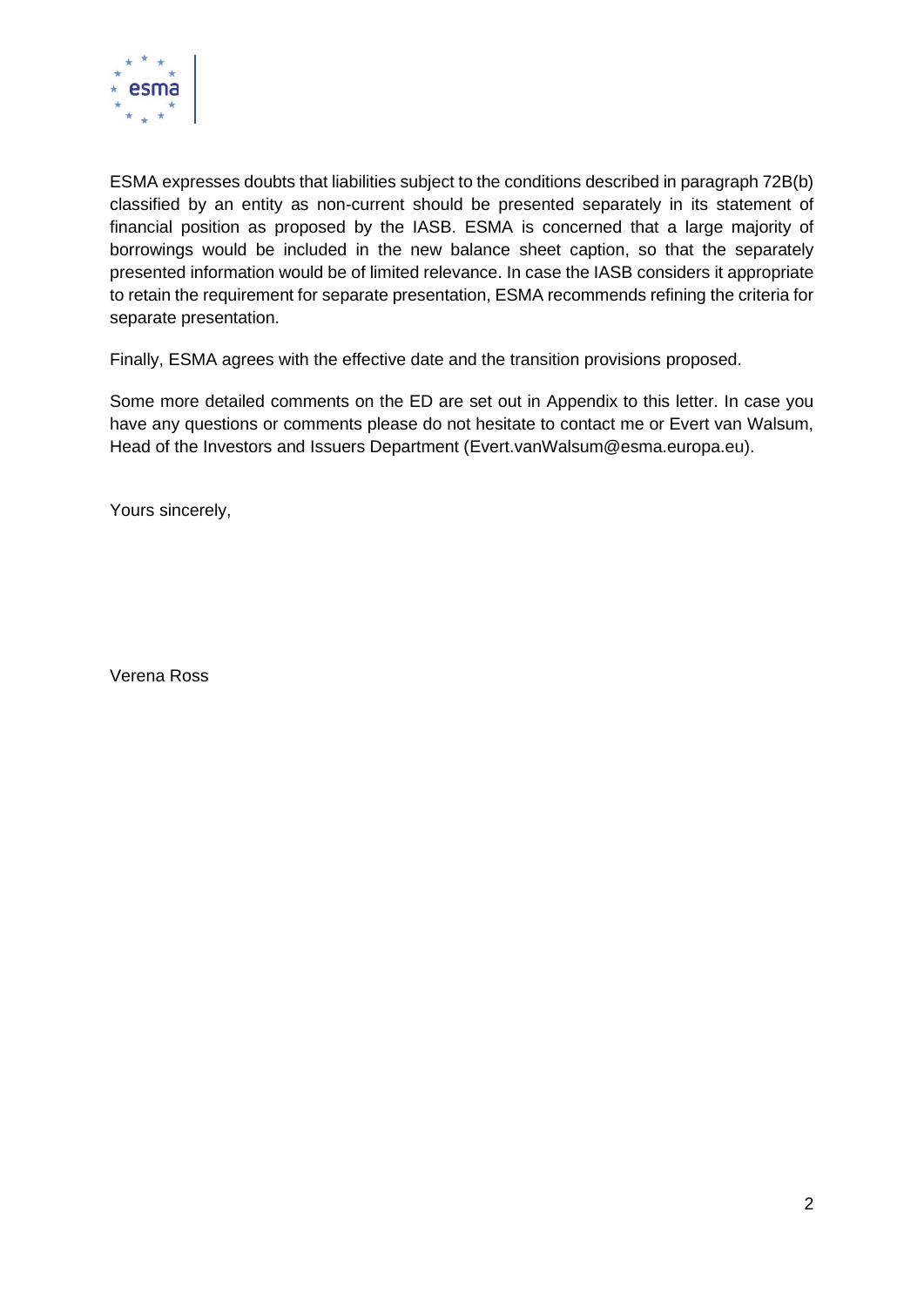ESMA expresses doubts that liabilities subject to the conditions described in paragraph 72B(b) classified by an entity as non-current should be presented separately in its statement of financial position as proposed by the IASB. ESMA is concerned that a large majority of borrowings would be included in the new balance sheet caption, so that the separately presented information would be of limited relevance. In case the IASB considers it appropriate to retain the requirement for separate presentation, ESMA recommends refining the criteria for separate presentation.

Finally, ESMA agrees with the effective date and the transition provisions proposed.

Some more detailed comments on the ED are set out in Appendix to this letter. In case you have any questions or comments please do not hesitate to contact me or Evert van Walsum, Head of the Investors and Issuers Department (Evert.vanWalsum@esma.europa.eu).

Yours sincerely,

Verena Ross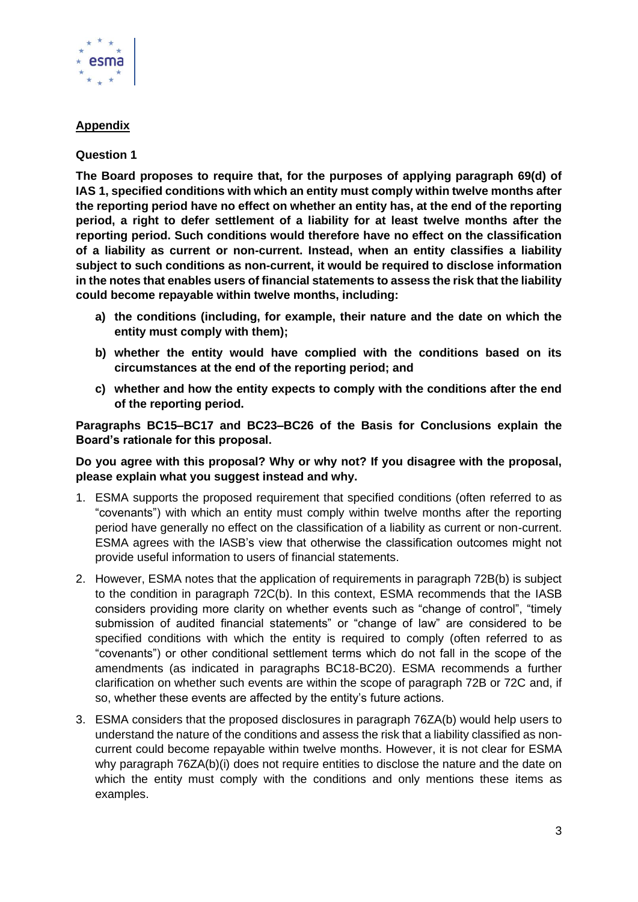## Appendix

### Question 1

**The Board proposes to require that, for the purposes of applying paragraph 69(d) of IAS 1, specified conditions with which an entity must comply within twelve months after the reporting period have no effect on whether an entity has, at the end of the reporting period, a right to defer settlement of a liability for at least twelve months after the reporting period. Such conditions would therefore have no effect on the classification of a liability as current or non-current. Instead, when an entity classifies a liability subject to such conditions as non-current, it would be required to disclose information in the notes that enables users of financial statements to assess the risk that the liability could become repayable within twelve months, including:**

- **a) the conditions (including, for example, their nature and the date on which the entity must comply with them);**
- **b) whether the entity would have complied with the conditions based on its circumstances at the end of the reporting period; and**
- **c) whether and how the entity expects to comply with the conditions after the end of the reporting period.**

**Paragraphs BC15–BC17 and BC23–BC26 of the Basis for Conclusions explain the Board's rationale for this proposal.**

**Do you agree with this proposal? Why or why not? If you disagree with the proposal, please explain what you suggest instead and why.**

1. ESMA supports the proposed requirement that specified conditions (often referred to as "covenants") with which an entity must comply within twelve months after the reporting period have generally no effect on the classification of a liability as current or non-current. ESMA agrees with the IASB's view that otherwise the classification outcomes might not provide useful information to users of financial statements.
2. However, ESMA notes that the application of requirements in paragraph 72B(b) is subject to the condition in paragraph 72C(b). In this context, ESMA recommends that the IASB considers providing more clarity on whether events such as "change of control", "timely submission of audited financial statements" or "change of law" are considered to be specified conditions with which the entity is required to comply (often referred to as "covenants") or other conditional settlement terms which do not fall in the scope of the amendments (as indicated in paragraphs BC18-BC20). ESMA recommends a further clarification on whether such events are within the scope of paragraph 72B or 72C and, if so, whether these events are affected by the entity's future actions.
3. ESMA considers that the proposed disclosures in paragraph 76ZA(b) would help users to understand the nature of the conditions and assess the risk that a liability classified as non-current could become repayable within twelve months. However, it is not clear for ESMA why paragraph 76ZA(b)(i) does not require entities to disclose the nature and the date on which the entity must comply with the conditions and only mentions these items as examples.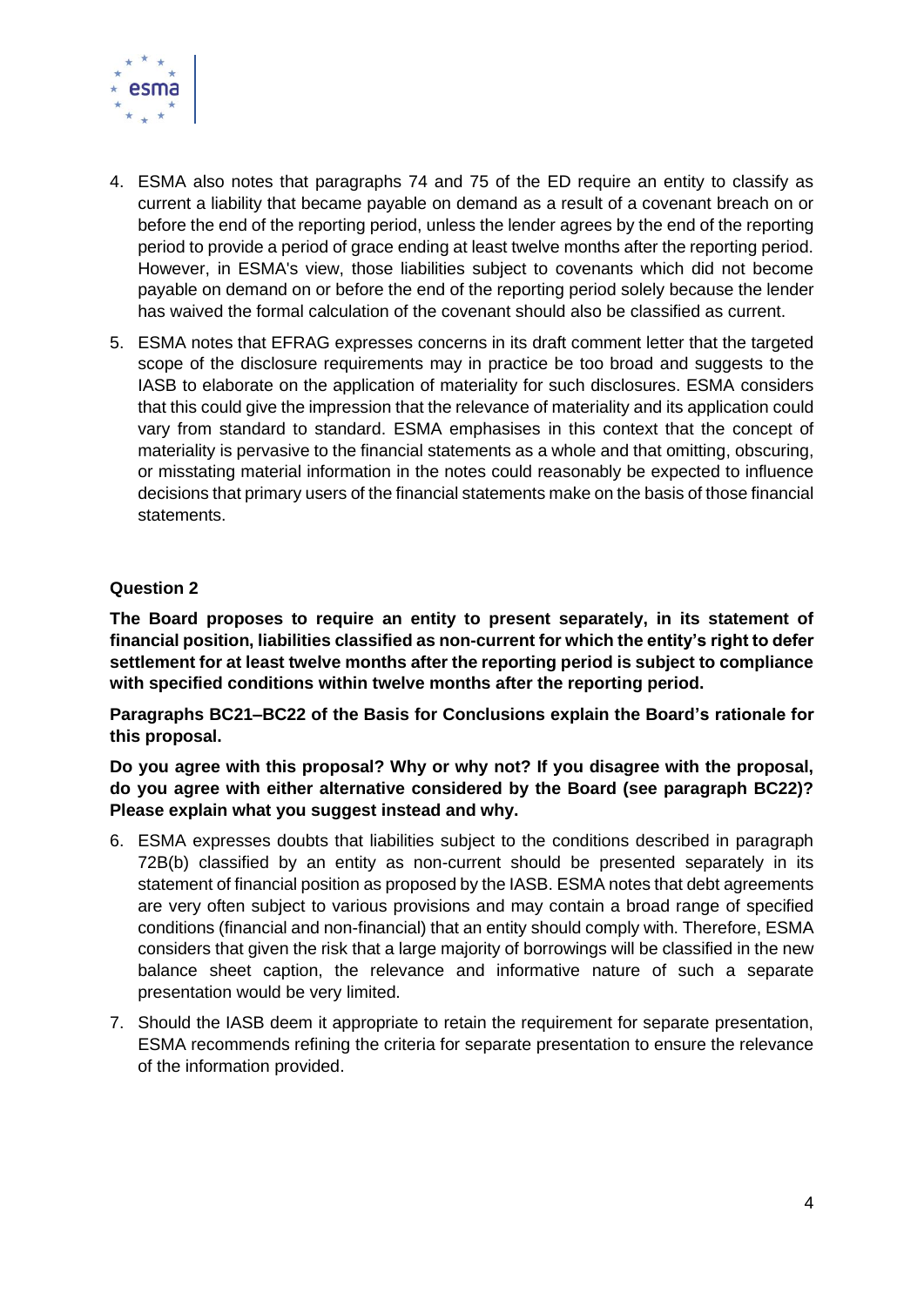4. ESMA also notes that paragraphs 74 and 75 of the ED require an entity to classify as current a liability that became payable on demand as a result of a covenant breach on or before the end of the reporting period, unless the lender agrees by the end of the reporting period to provide a period of grace ending at least twelve months after the reporting period. However, in ESMA's view, those liabilities subject to covenants which did not become payable on demand on or before the end of the reporting period solely because the lender has waived the formal calculation of the covenant should also be classified as current.

5. ESMA notes that EFRAG expresses concerns in its draft comment letter that the targeted scope of the disclosure requirements may in practice be too broad and suggests to the IASB to elaborate on the application of materiality for such disclosures. ESMA considers that this could give the impression that the relevance of materiality and its application could vary from standard to standard. ESMA emphasises in this context that the concept of materiality is pervasive to the financial statements as a whole and that omitting, obscuring, or misstating material information in the notes could reasonably be expected to influence decisions that primary users of the financial statements make on the basis of those financial statements.

**Question 2**

**The Board proposes to require an entity to present separately, in its statement of financial position, liabilities classified as non-current for which the entity's right to defer settlement for at least twelve months after the reporting period is subject to compliance with specified conditions within twelve months after the reporting period.**

**Paragraphs BC21–BC22 of the Basis for Conclusions explain the Board's rationale for this proposal.**

**Do you agree with this proposal? Why or why not? If you disagree with the proposal, do you agree with either alternative considered by the Board (see paragraph BC22)? Please explain what you suggest instead and why.**

6. ESMA expresses doubts that liabilities subject to the conditions described in paragraph 72B(b) classified by an entity as non-current should be presented separately in its statement of financial position as proposed by the IASB. ESMA notes that debt agreements are very often subject to various provisions and may contain a broad range of specified conditions (financial and non-financial) that an entity should comply with. Therefore, ESMA considers that given the risk that a large majority of borrowings will be classified in the new balance sheet caption, the relevance and informative nature of such a separate presentation would be very limited.

7. Should the IASB deem it appropriate to retain the requirement for separate presentation, ESMA recommends refining the criteria for separate presentation to ensure the relevance of the information provided.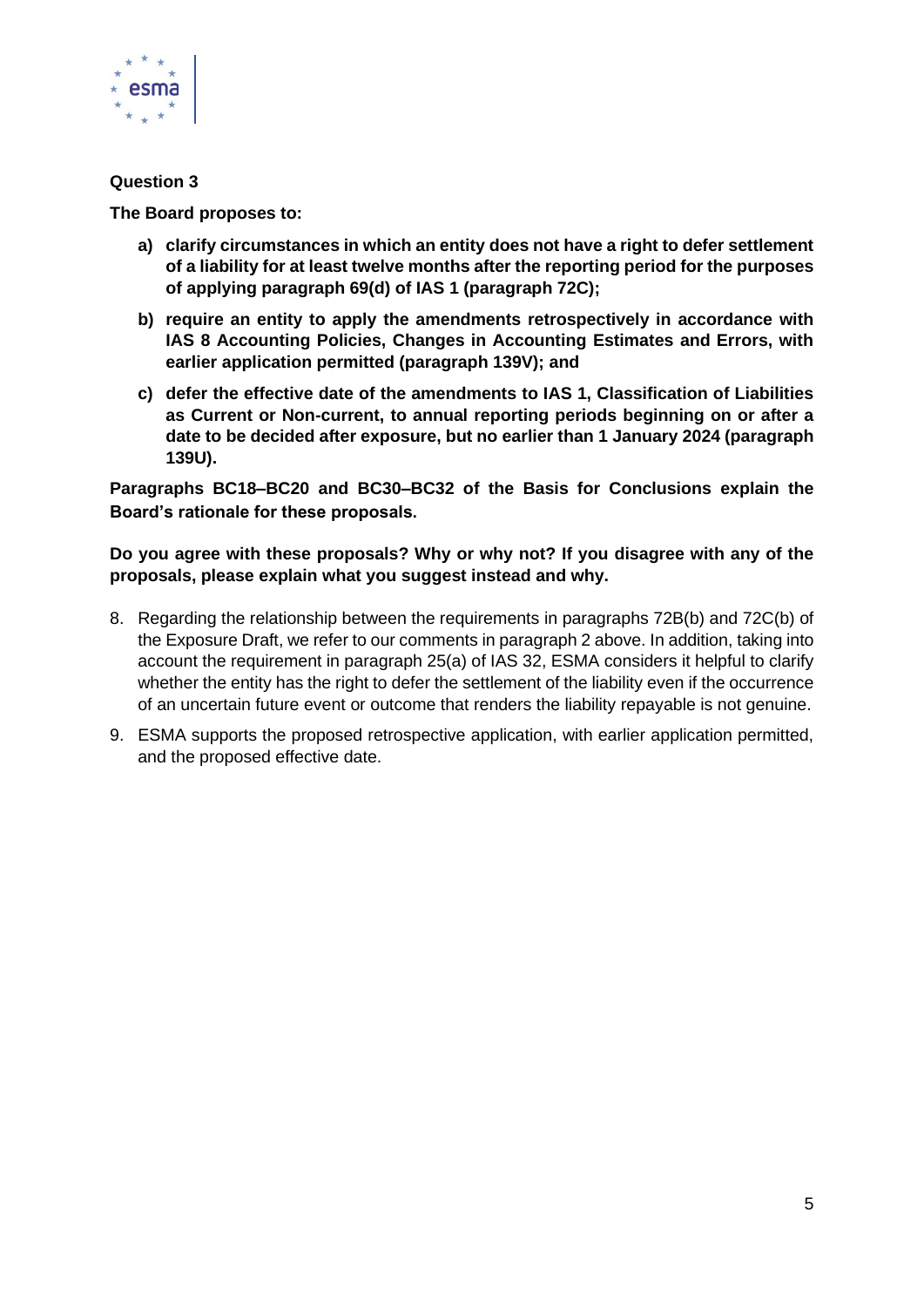**Question 3**

**The Board proposes to:**

- **a) clarify circumstances in which an entity does not have a right to defer settlement of a liability for at least twelve months after the reporting period for the purposes of applying paragraph 69(d) of IAS 1 (paragraph 72C);**
- **b) require an entity to apply the amendments retrospectively in accordance with IAS 8 Accounting Policies, Changes in Accounting Estimates and Errors, with earlier application permitted (paragraph 139V); and**
- **c) defer the effective date of the amendments to IAS 1, Classification of Liabilities as Current or Non-current, to annual reporting periods beginning on or after a date to be decided after exposure, but no earlier than 1 January 2024 (paragraph 139U).**

**Paragraphs BC18–BC20 and BC30–BC32 of the Basis for Conclusions explain the Board's rationale for these proposals.**

**Do you agree with these proposals? Why or why not? If you disagree with any of the proposals, please explain what you suggest instead and why.**

8. Regarding the relationship between the requirements in paragraphs 72B(b) and 72C(b) of the Exposure Draft, we refer to our comments in paragraph 2 above. In addition, taking into account the requirement in paragraph 25(a) of IAS 32, ESMA considers it helpful to clarify whether the entity has the right to defer the settlement of the liability even if the occurrence of an uncertain future event or outcome that renders the liability repayable is not genuine.
9. ESMA supports the proposed retrospective application, with earlier application permitted, and the proposed effective date.